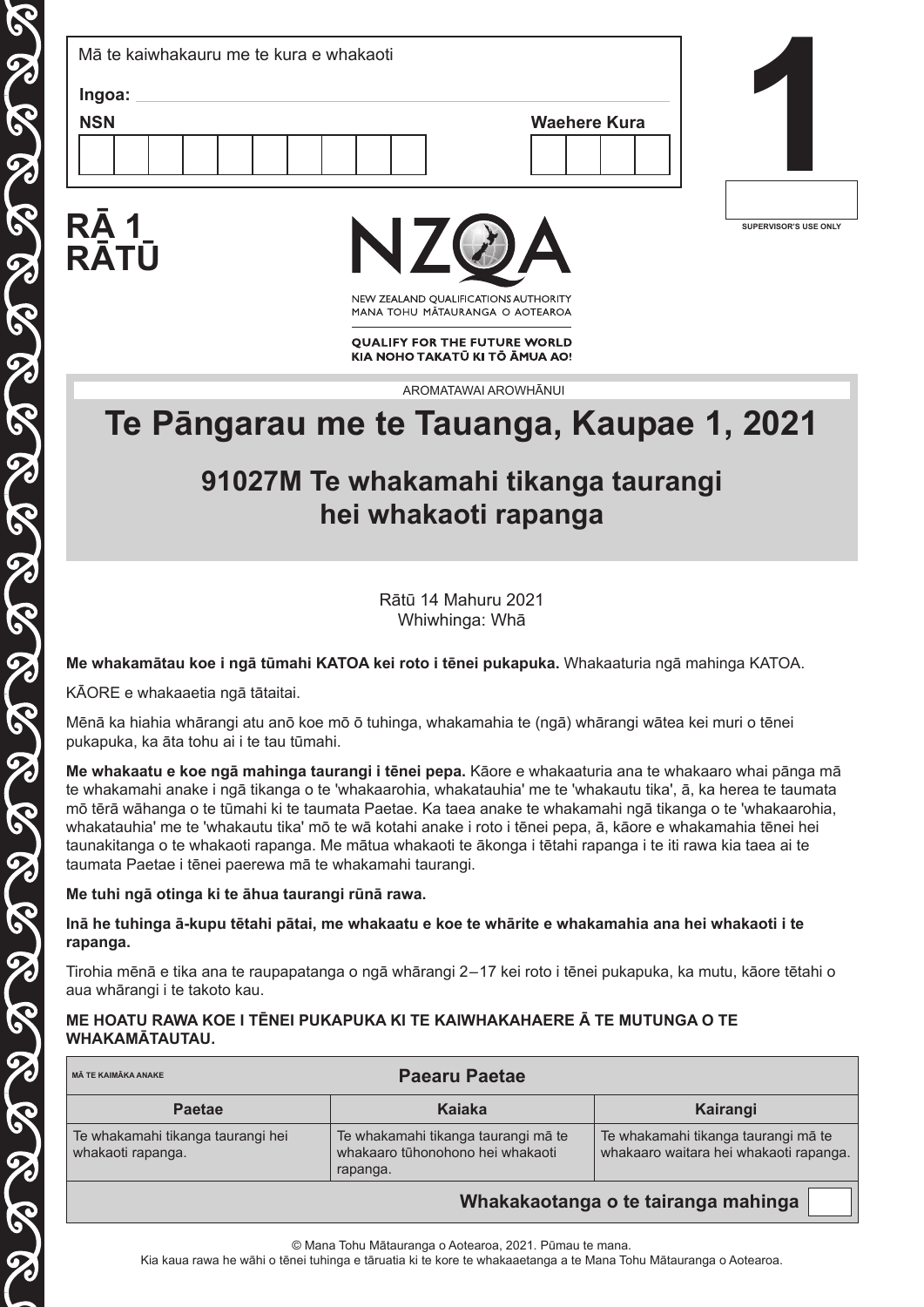Mā te kaiwhakauru me te kura e whakaoti

**Ingoa:**

**NSN** | **Waehere Kura**

# 1

SUPERVISOR'S USE ONLY

**RĀ 1**
**RĀTŪ**

NEW ZEALAND QUALIFICATIONS AUTHORITY
MANA TOHU MĀTAURANGA O AOTEAROA

**QUALIFY FOR THE FUTURE WORLD**
**KIA NOHO TAKATŪ KI TŌ ĀMUA AO!**

AROMATAWAI AROWHĀNUI

# Te Pāngarau me te Tauanga, Kaupae 1, 2021

## 91027M Te whakamahi tikanga taurangi hei whakaoti rapanga

Rātū 14 Mahuru 2021
Whiwhinga: Whā

**Me whakamātau koe i ngā tūmahi KATOA kei roto i tēnei pukapuka.** Whakaaturia ngā mahinga KATOA.

KĀORE e whakaaetia ngā tātaitai.

Mēnā ka hiahia whārangi atu anō koe mō ō tuhinga, whakamahia te (ngā) whārangi wātea kei muri o tēnei pukapuka, ka āta tohu ai i te tau tūmahi.

**Me whakaatu e koe ngā mahinga taurangi i tēnei pepa.** Kāore e whakaaturia ana te whakaaro whai pānga mā te whakamahi anake i ngā tikanga o te 'whakaarohia, whakatauhia' me te 'whakautu tika', ā, ka herea te taumata mō tērā wāhanga o te tūmahi ki te taumata Paetae. Ka taea anake te whakamahi ngā tikanga o te 'whakaarohia, whakatauhia' me te 'whakautu tika' mō te wā kotahi anake i roto i tēnei pepa, ā, kāore e whakamahia tēnei hei taunakitanga o te whakaoti rapanga. Me mātua whakaoti te ākonga i tētahi rapanga i te iti rawa kia taea ai te taumata Paetae i tēnei paerewa mā te whakamahi taurangi.

**Me tuhi ngā otinga ki te āhua taurangi rūnā rawa.**

**Inā he tuhinga ā-kupu tētahi pātai, me whakaatu e koe te whārite e whakamahia ana hei whakaoti i te rapanga.**

Tirohia mēnā e tika ana te raupapatanga o ngā whārangi 2–17 kei roto i tēnei pukapuka, ka mutu, kāore tētahi o aua whārangi i te takoto kau.

**ME HOATU RAWA KOE I TĒNEI PUKAPUKA KI TE KAIWHAKAHAERE Ā TE MUTUNGA O TE WHAKAMĀTAUTAU.**

| MĀ TE KAIMĀKA ANAKE | **Paearu Paetae** | |
|---|---|---|
| **Paetae** | **Kaiaka** | **Kairangi** |
| Te whakamahi tikanga taurangi hei whakaoti rapanga. | Te whakamahi tikanga taurangi mā te whakaaro tūhonohono hei whakaoti rapanga. | Te whakamahi tikanga taurangi mā te whakaaro waitara hei whakaoti rapanga. |
| | | **Whakakaotanga o te tairanga mahinga** |

© Mana Tohu Mātauranga o Aotearoa, 2021. Pūmau te mana.
Kia kaua rawa he wāhi o tēnei tuhinga e tāruatia ki te kore te whakaaetanga a te Mana Tohu Mātauranga o Aotearoa.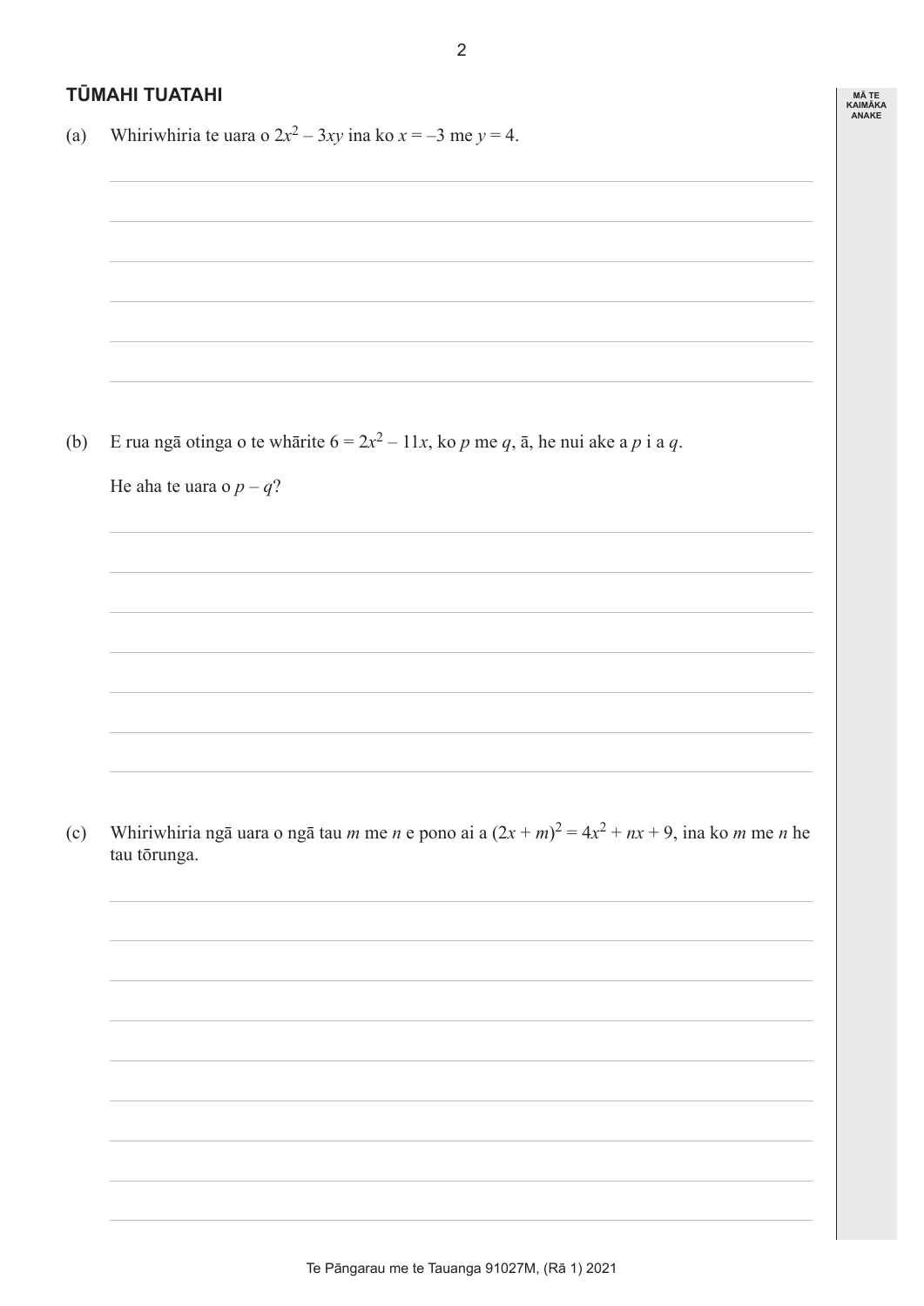## TŪMAHI TUATAHI

(a) Whiriwhiria te uara o $2x^2 - 3xy$ ina ko $x = -3$ me $y = 4$.

(b) E rua ngā otinga o te whārite $6 = 2x^2 - 11x$, ko $p$ me $q$, ā, he nui ake a $p$ i a $q$.

He aha te uara o $p - q$?

(c) Whiriwhiria ngā uara o ngā tau $m$ me $n$ e pono ai a $(2x + m)^2 = 4x^2 + nx + 9$, ina ko $m$ me $n$ he tau tōrunga.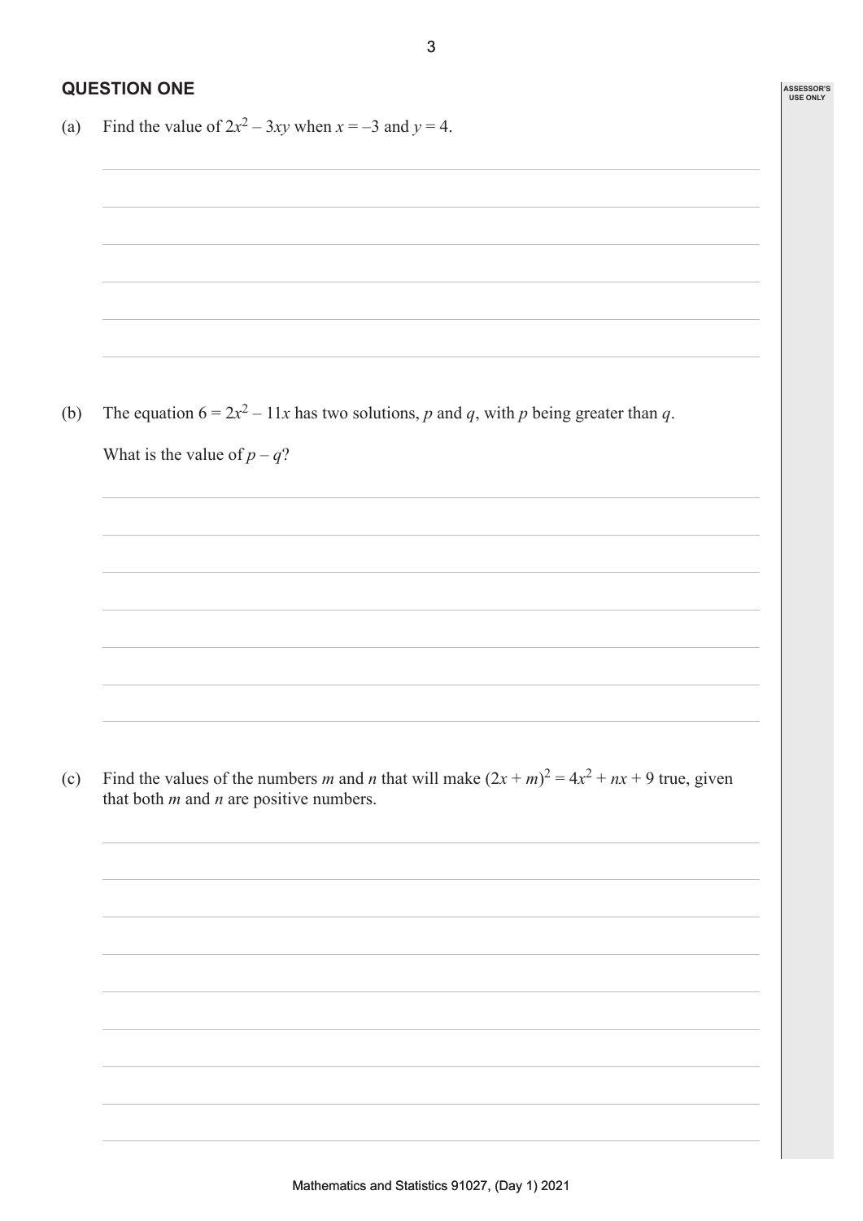## QUESTION ONE

(a) Find the value of $2x^2 - 3xy$ when $x = -3$ and $y = 4$.

(b) The equation $6 = 2x^2 - 11x$ has two solutions, $p$ and $q$, with $p$ being greater than $q$.

What is the value of $p - q$?

(c) Find the values of the numbers $m$ and $n$ that will make $(2x + m)^2 = 4x^2 + nx + 9$ true, given that both $m$ and $n$ are positive numbers.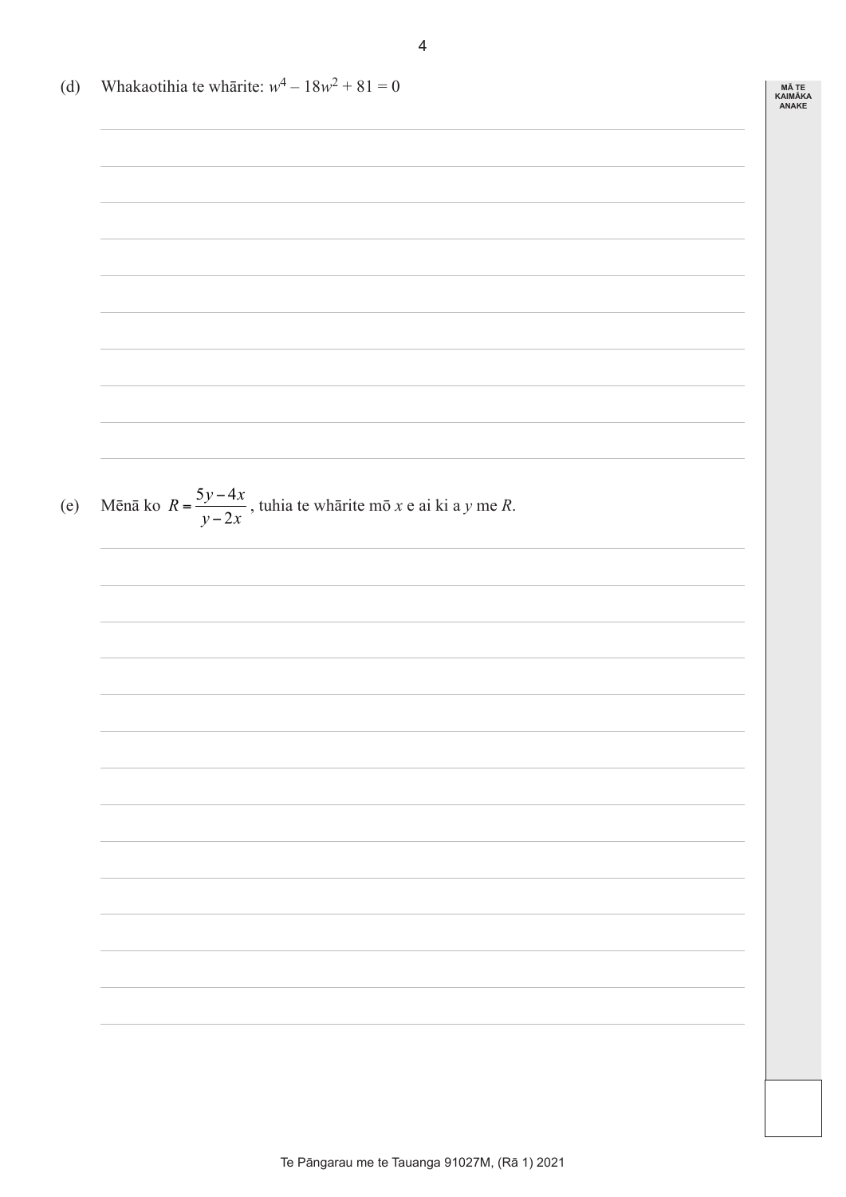(d) Whakaotihia te whārite: $w^4 - 18w^2 + 81 = 0$

(e) Mēnā ko $R = \dfrac{5y - 4x}{y - 2x}$, tuhia te whārite mō $x$ e ai ki a $y$ me $R$.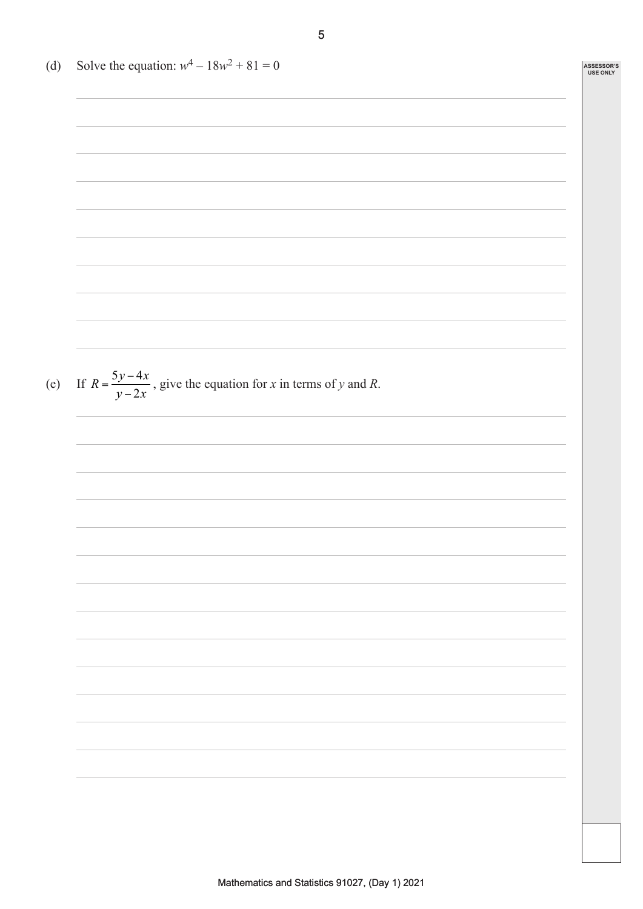(d) Solve the equation: $w^4 - 18w^2 + 81 = 0$

(e) If $R = \dfrac{5y - 4x}{y - 2x}$, give the equation for $x$ in terms of $y$ and $R$.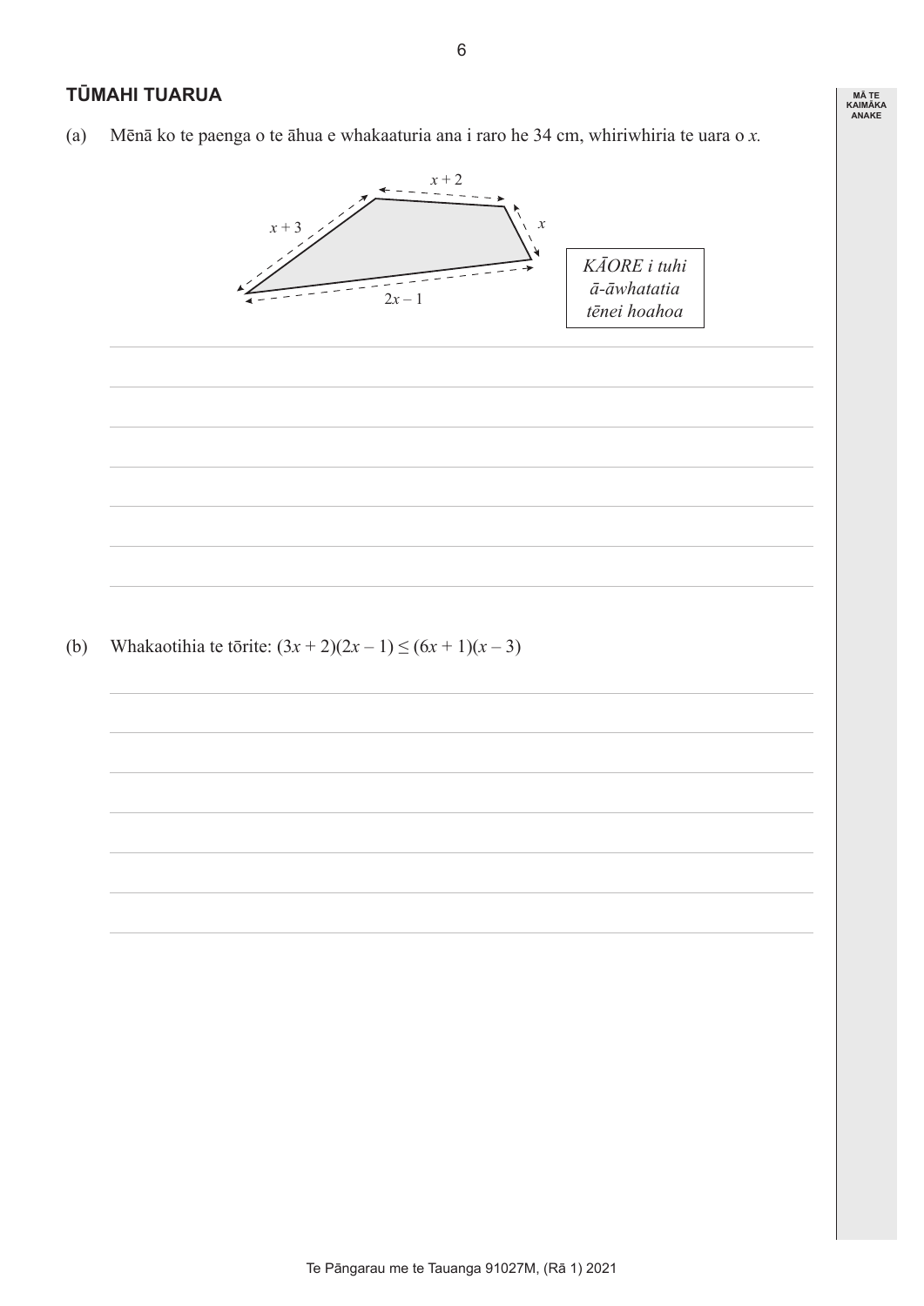## TŪMAHI TUARUA

(a) Mēnā ko te paenga o te āhua e whakaaturia ana i raro he 34 cm, whiriwhiria te uara o $x$.

$x + 2$

$x + 3$

$x$

$2x - 1$

*KĀORE i tuhi ā-āwhatatia tēnei hoahoa*

(b) Whakaotihia te tōrite: $(3x + 2)(2x - 1) \leq (6x + 1)(x - 3)$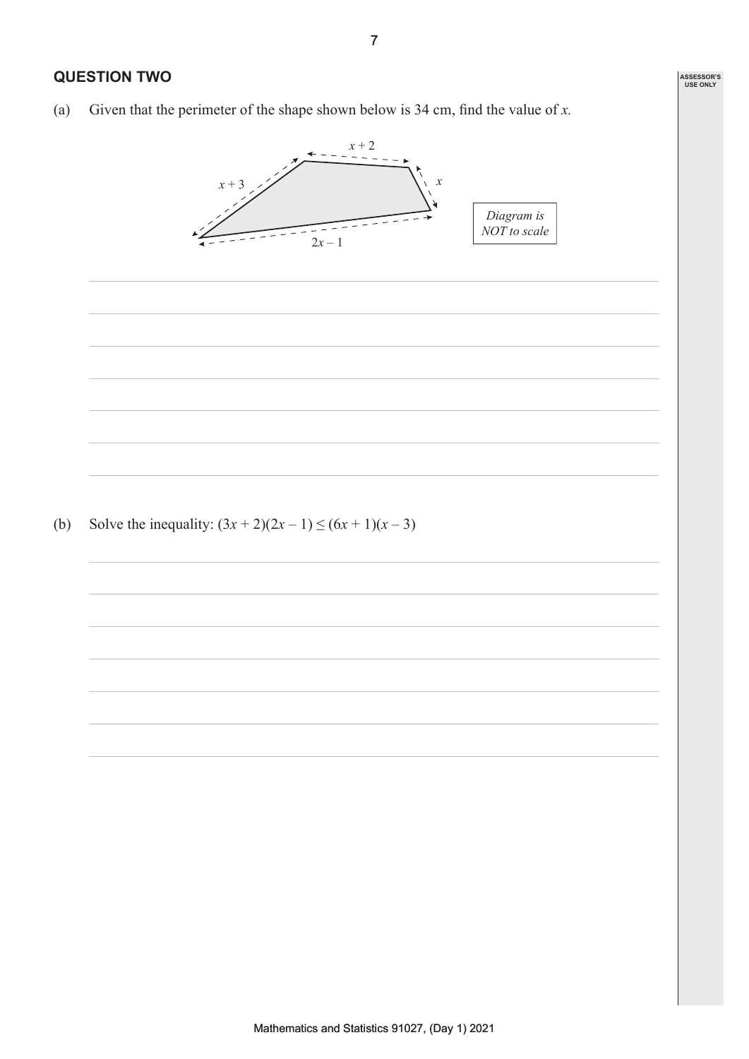## QUESTION TWO

(a) Given that the perimeter of the shape shown below is 34 cm, find the value of $x$.

$x + 2$

$x + 3$

$x$

$2x - 1$

*Diagram is NOT to scale*

(b) Solve the inequality: $(3x + 2)(2x - 1) \leq (6x + 1)(x - 3)$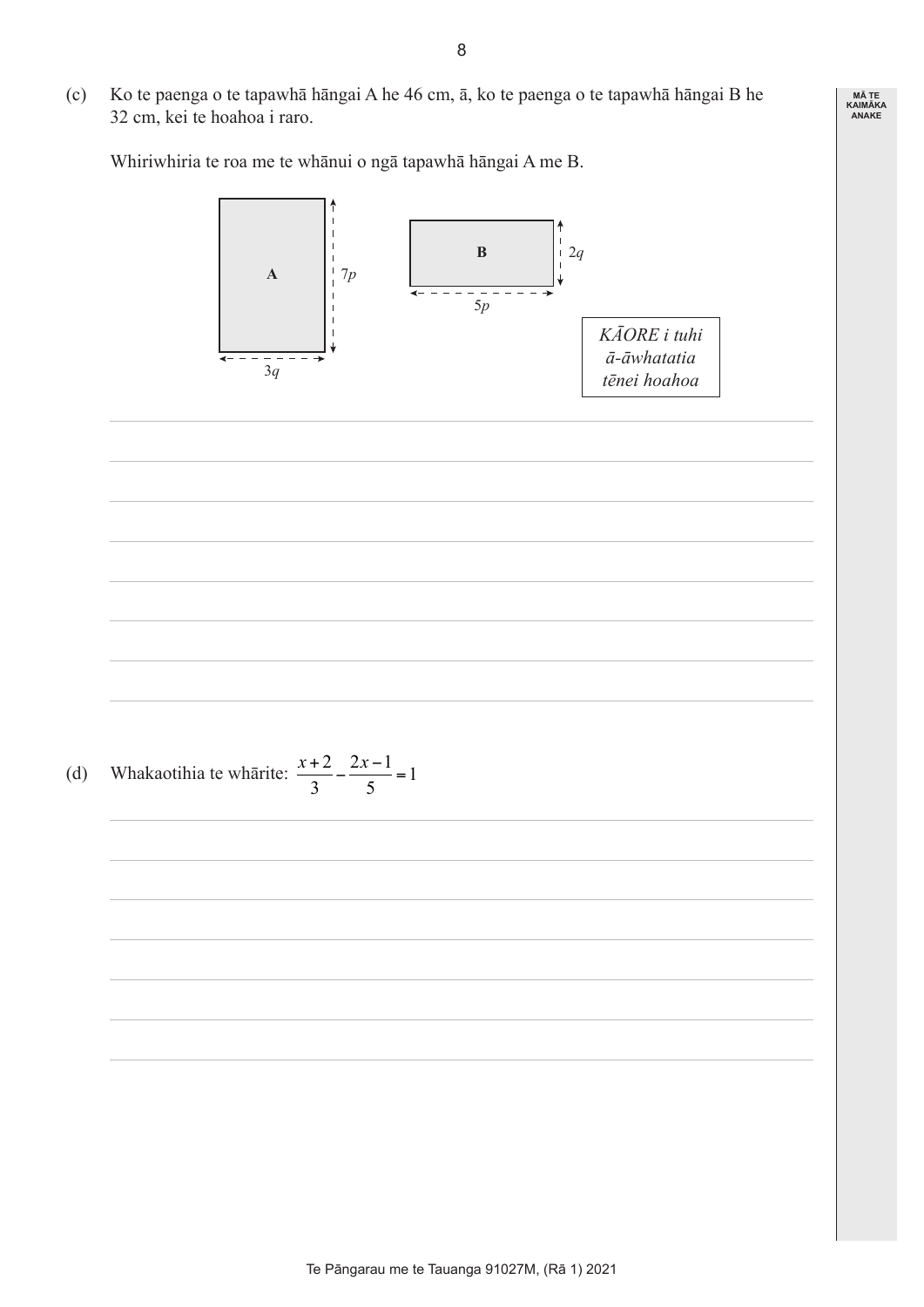(c) Ko te paenga o te tapawhā hāngai A he 46 cm, ā, ko te paenga o te tapawhā hāngai B he 32 cm, kei te hoahoa i raro.

Whiriwhiria te roa me te whānui o ngā tapawhā hāngai A me B.

A: $7p$, $3q$

B: $2q$, $5p$

*KĀORE i tuhi ā-āwhatatia tēnei hoahoa*

(d) Whakaotihia te whārite: $\dfrac{x+2}{3} - \dfrac{2x-1}{5} = 1$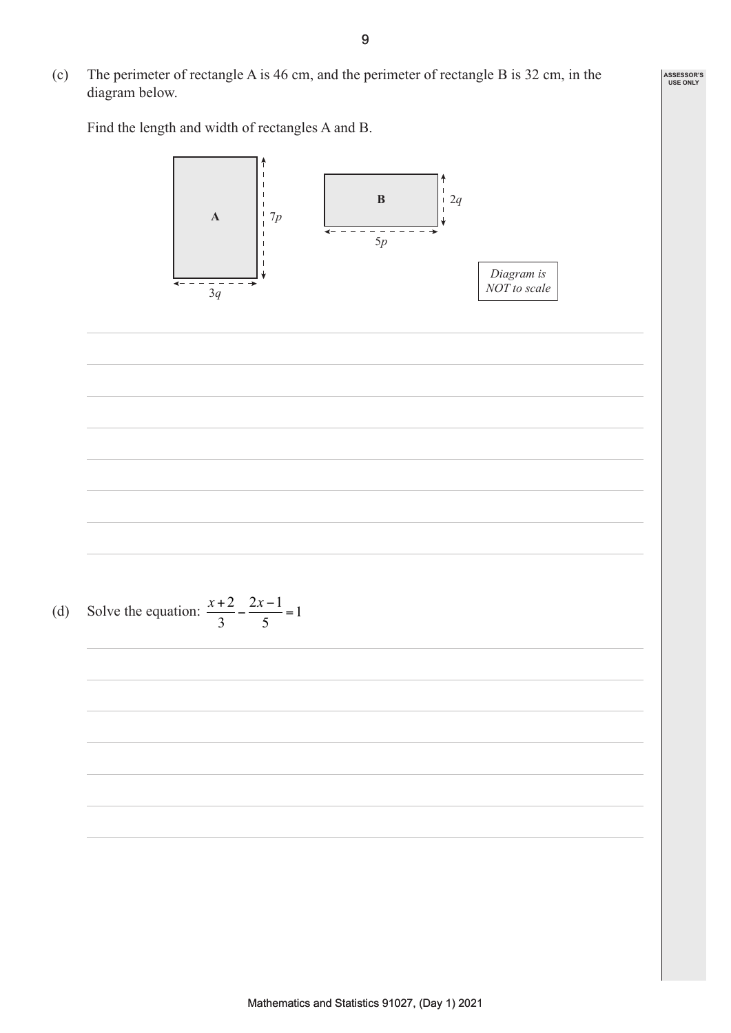(c) The perimeter of rectangle A is 46 cm, and the perimeter of rectangle B is 32 cm, in the diagram below.

Find the length and width of rectangles A and B.

A: $7p$ (height), $3q$ (width)

B: $2q$ (height), $5p$ (width)

*Diagram is NOT to scale*

(d) Solve the equation: $\dfrac{x+2}{3} - \dfrac{2x-1}{5} = 1$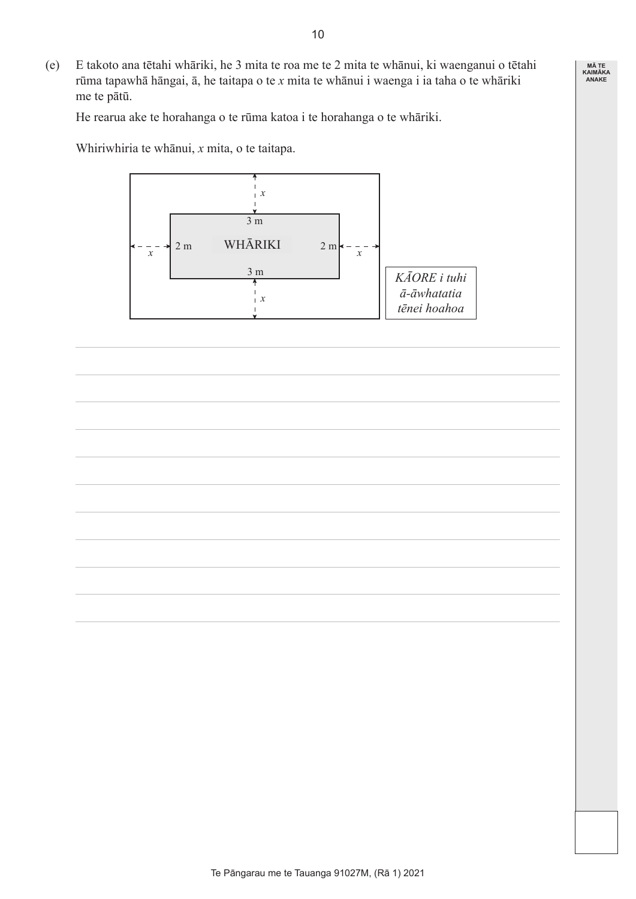(e) E takoto ana tētahi whāriki, he 3 mita te roa me te 2 mita te whānui, ki waenganui o tētahi rūma tapawhā hāngai, ā, he taitapa o te $x$ mita te whānui i waenga i ia taha o te whāriki me te pātū.

He rearua ake te horahanga o te rūma katoa i te horahanga o te whāriki.

Whiriwhiria te whānui, $x$ mita, o te taitapa.

*KĀORE i tuhi ā-āwhatatia tēnei hoahoa*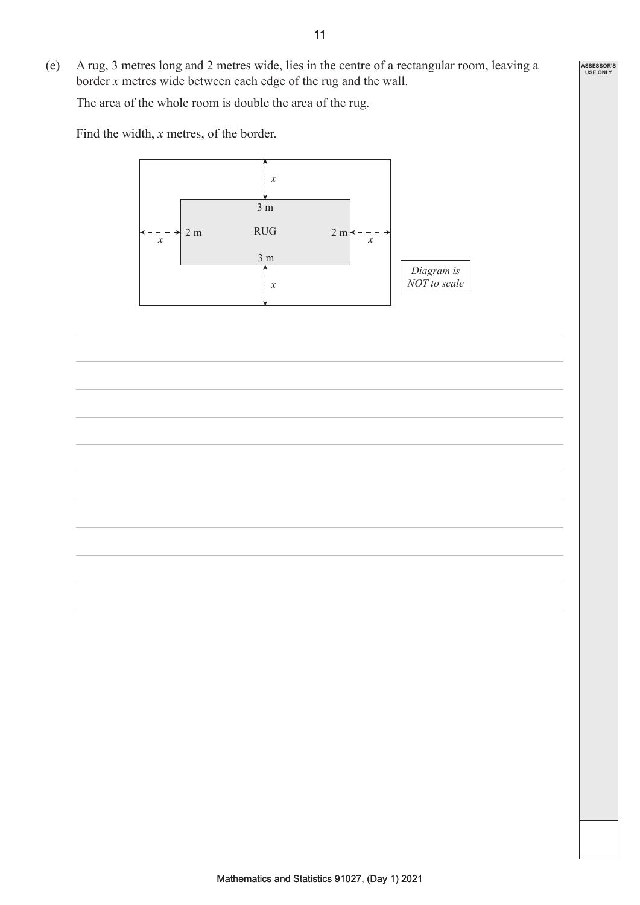(e) A rug, 3 metres long and 2 metres wide, lies in the centre of a rectangular room, leaving a border $x$ metres wide between each edge of the rug and the wall.

The area of the whole room is double the area of the rug.

Find the width, $x$ metres, of the border.

*Diagram is NOT to scale*

ASSESSOR'S USE ONLY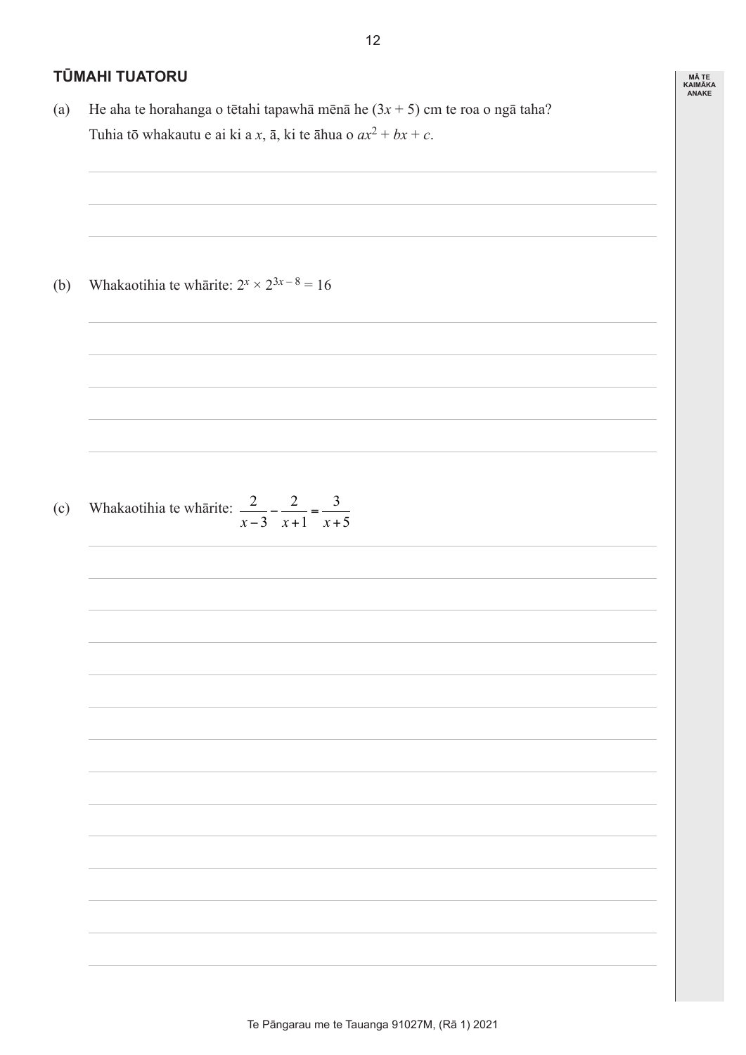## TŪMAHI TUATORU

(a) He aha te horahanga o tētahi tapawhā mēnā he $(3x + 5)$ cm te roa o ngā taha?

Tuhia tō whakautu e ai ki a $x$, ā, ki te āhua o $ax^2 + bx + c$.

(b) Whakaotihia te whārite: $2^x \times 2^{3x-8} = 16$

(c) Whakaotihia te whārite: $\dfrac{2}{x-3} - \dfrac{2}{x+1} = \dfrac{3}{x+5}$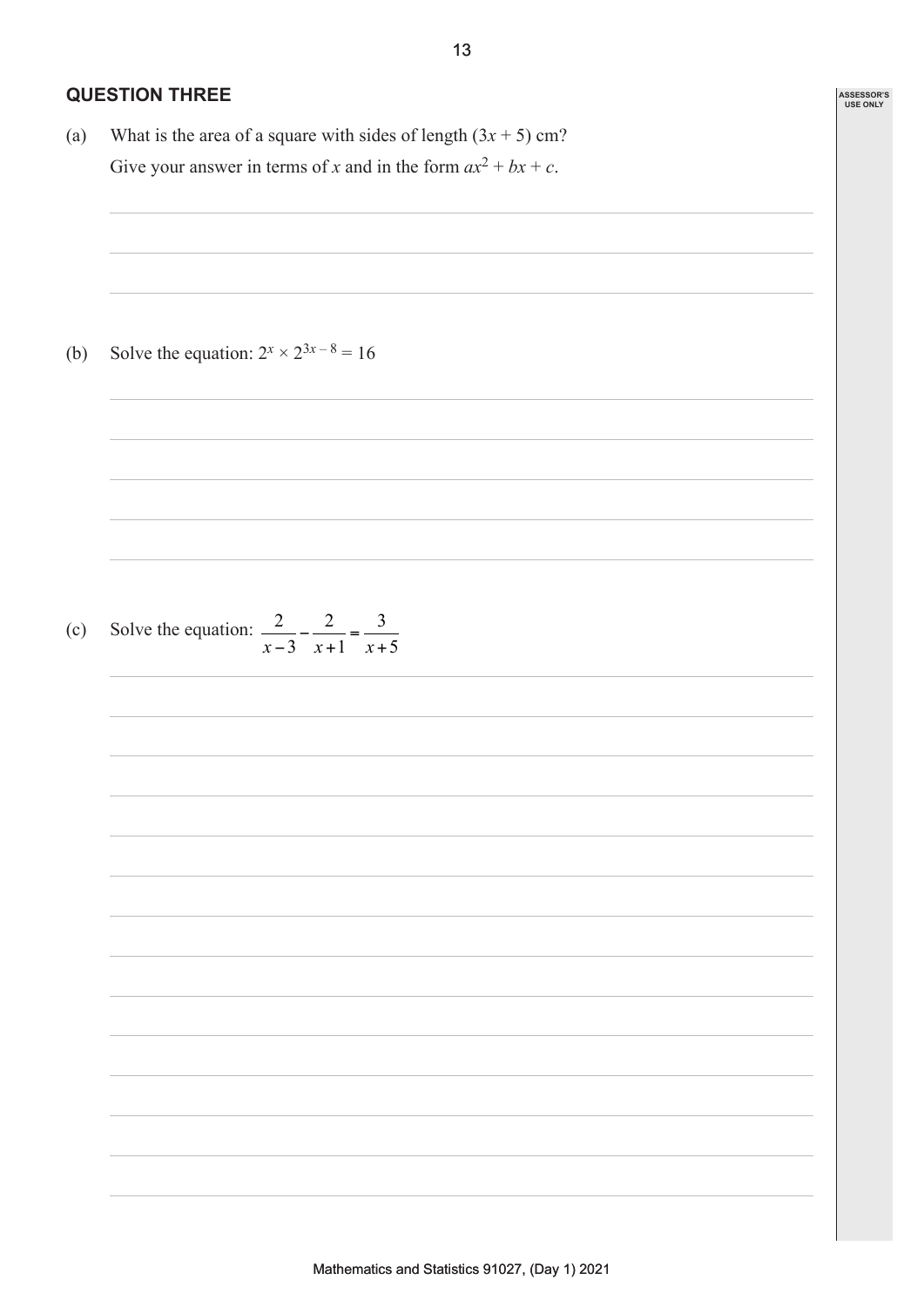## QUESTION THREE

(a) What is the area of a square with sides of length $(3x + 5)$ cm?

Give your answer in terms of $x$ and in the form $ax^2 + bx + c$.

(b) Solve the equation: $2^x \times 2^{3x-8} = 16$

(c) Solve the equation: $\dfrac{2}{x-3} - \dfrac{2}{x+1} = \dfrac{3}{x+5}$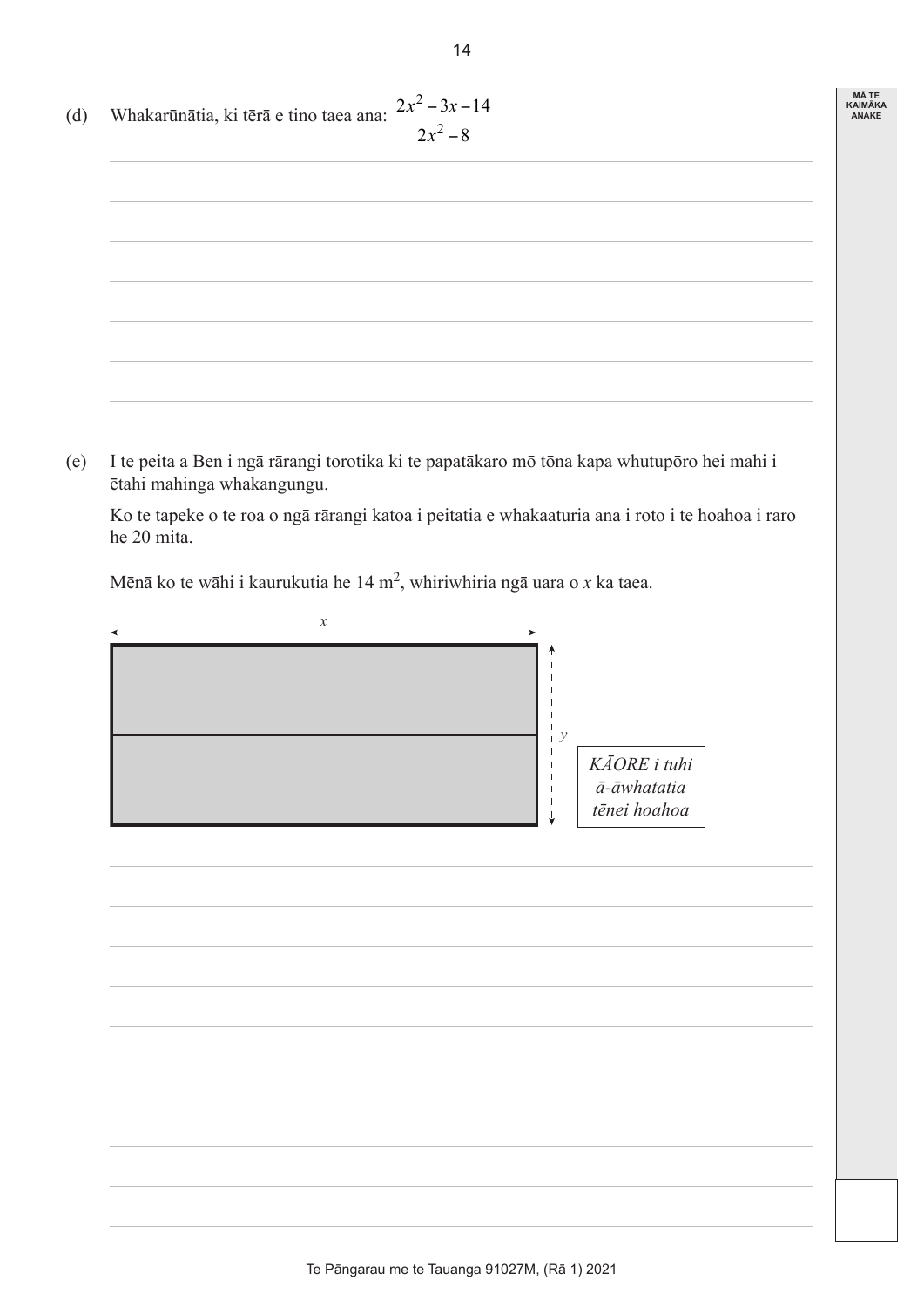(d) Whakarūnātia, ki tērā e tino taea ana: $\dfrac{2x^2 - 3x - 14}{2x^2 - 8}$

(e) I te peita a Ben i ngā rārangi torotika ki te papatākaro mō tōna kapa whutupōro hei mahi i ētahi mahinga whakangungu.

Ko te tapeke o te roa o ngā rārangi katoa i peitatia e whakaaturia ana i roto i te hoahoa i raro he 20 mita.

Mēnā ko te wāhi i kaurukutia he 14 m$^2$, whiriwhiria ngā uara o $x$ ka taea.

$x$

$y$

*KĀORE i tuhi ā-āwhatatia tēnei hoahoa*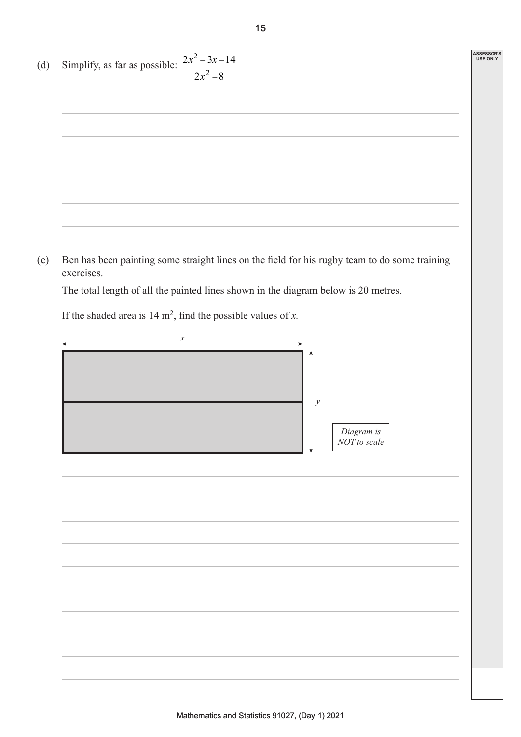(d) Simplify, as far as possible: $\dfrac{2x^2 - 3x - 14}{2x^2 - 8}$

(e) Ben has been painting some straight lines on the field for his rugby team to do some training exercises.

The total length of all the painted lines shown in the diagram below is 20 metres.

If the shaded area is 14 m$^2$, find the possible values of $x$.

$x$

$y$

*Diagram is NOT to scale*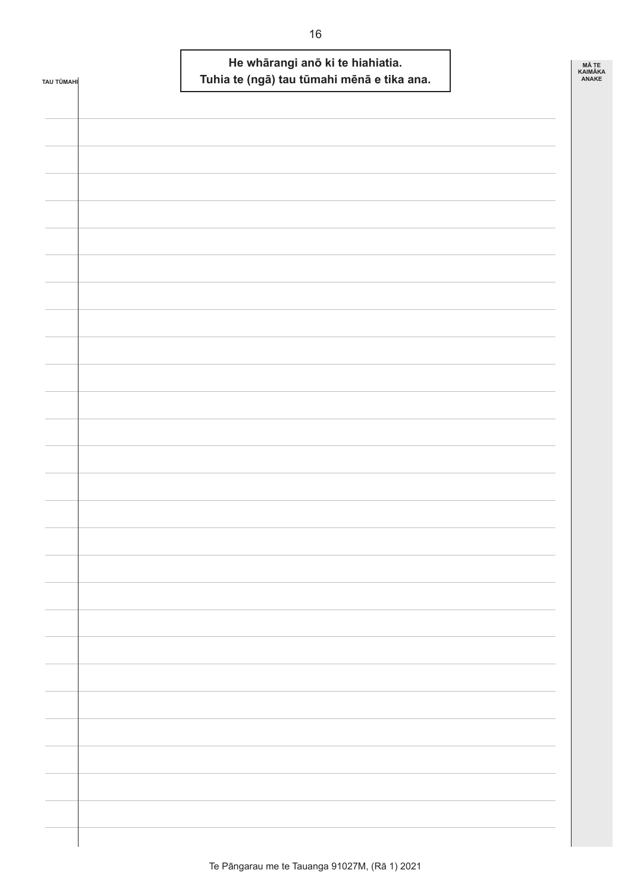**He whārangi anō ki te hiahiatia.**
**Tuhia te (ngā) tau tūmahi mēnā e tika ana.**

TAU TŪMAHI

MĀ TE KAIMĀKA ANAKE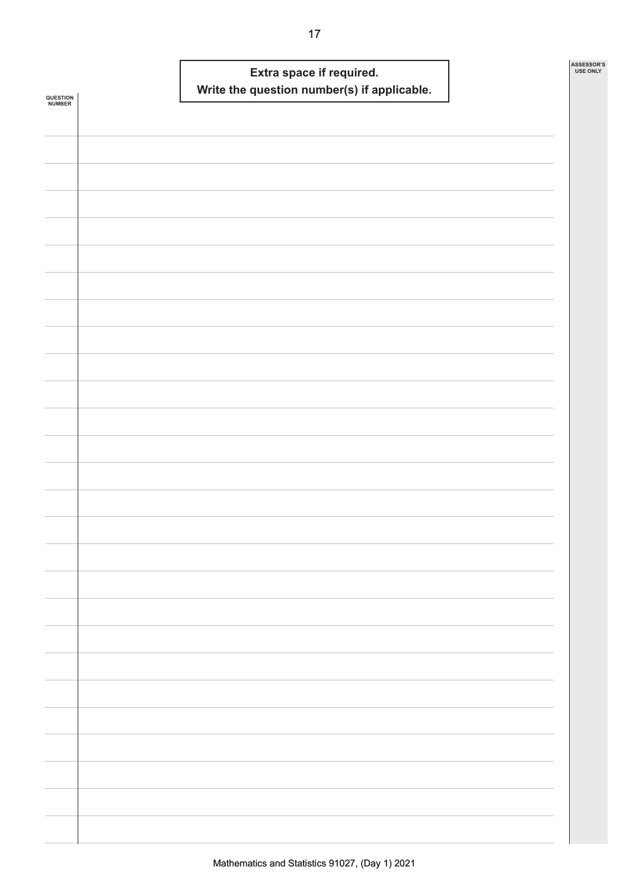**Extra space if required.**
**Write the question number(s) if applicable.**

QUESTION NUMBER

ASSESSOR'S USE ONLY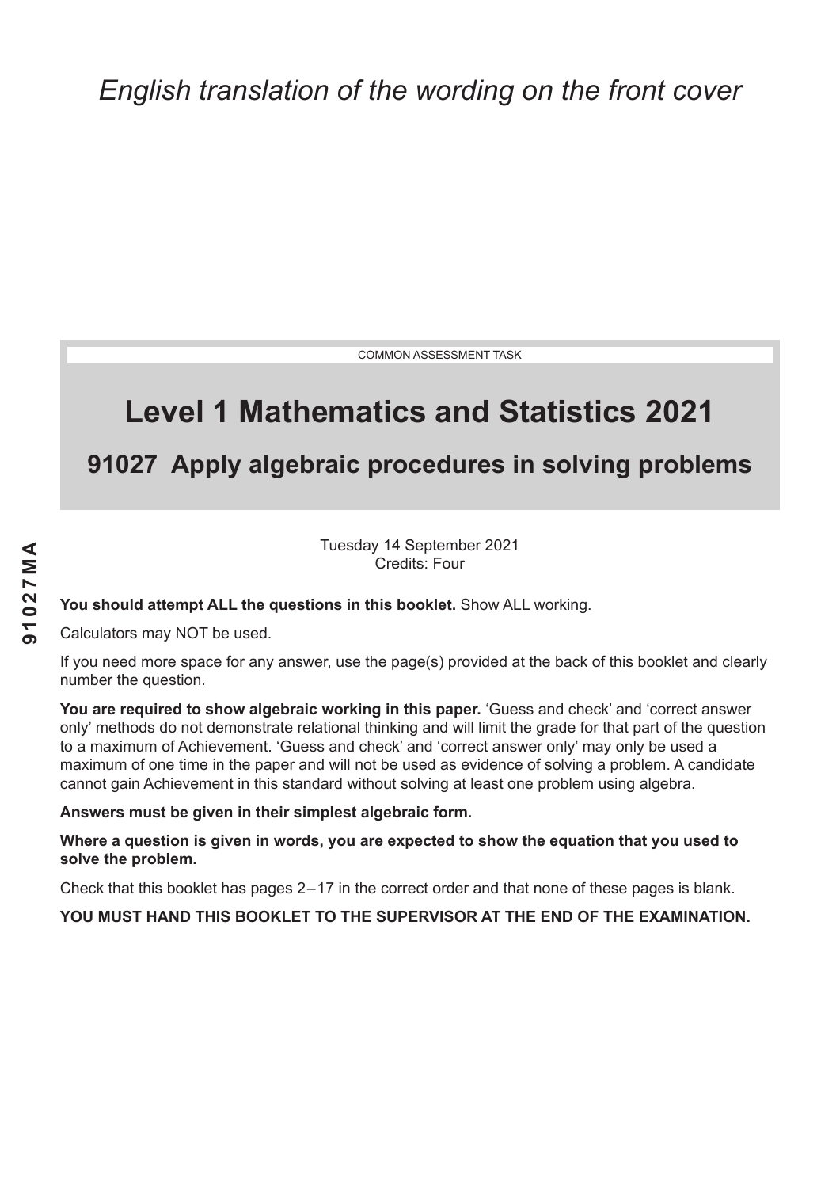*English translation of the wording on the front cover*

COMMON ASSESSMENT TASK

# Level 1 Mathematics and Statistics 2021

## 91027 Apply algebraic procedures in solving problems

91027MA

Tuesday 14 September 2021
Credits: Four

**You should attempt ALL the questions in this booklet.** Show ALL working.

Calculators may NOT be used.

If you need more space for any answer, use the page(s) provided at the back of this booklet and clearly number the question.

**You are required to show algebraic working in this paper.** 'Guess and check' and 'correct answer only' methods do not demonstrate relational thinking and will limit the grade for that part of the question to a maximum of Achievement. 'Guess and check' and 'correct answer only' may only be used a maximum of one time in the paper and will not be used as evidence of solving a problem. A candidate cannot gain Achievement in this standard without solving at least one problem using algebra.

**Answers must be given in their simplest algebraic form.**

**Where a question is given in words, you are expected to show the equation that you used to solve the problem.**

Check that this booklet has pages 2–17 in the correct order and that none of these pages is blank.

**YOU MUST HAND THIS BOOKLET TO THE SUPERVISOR AT THE END OF THE EXAMINATION.**